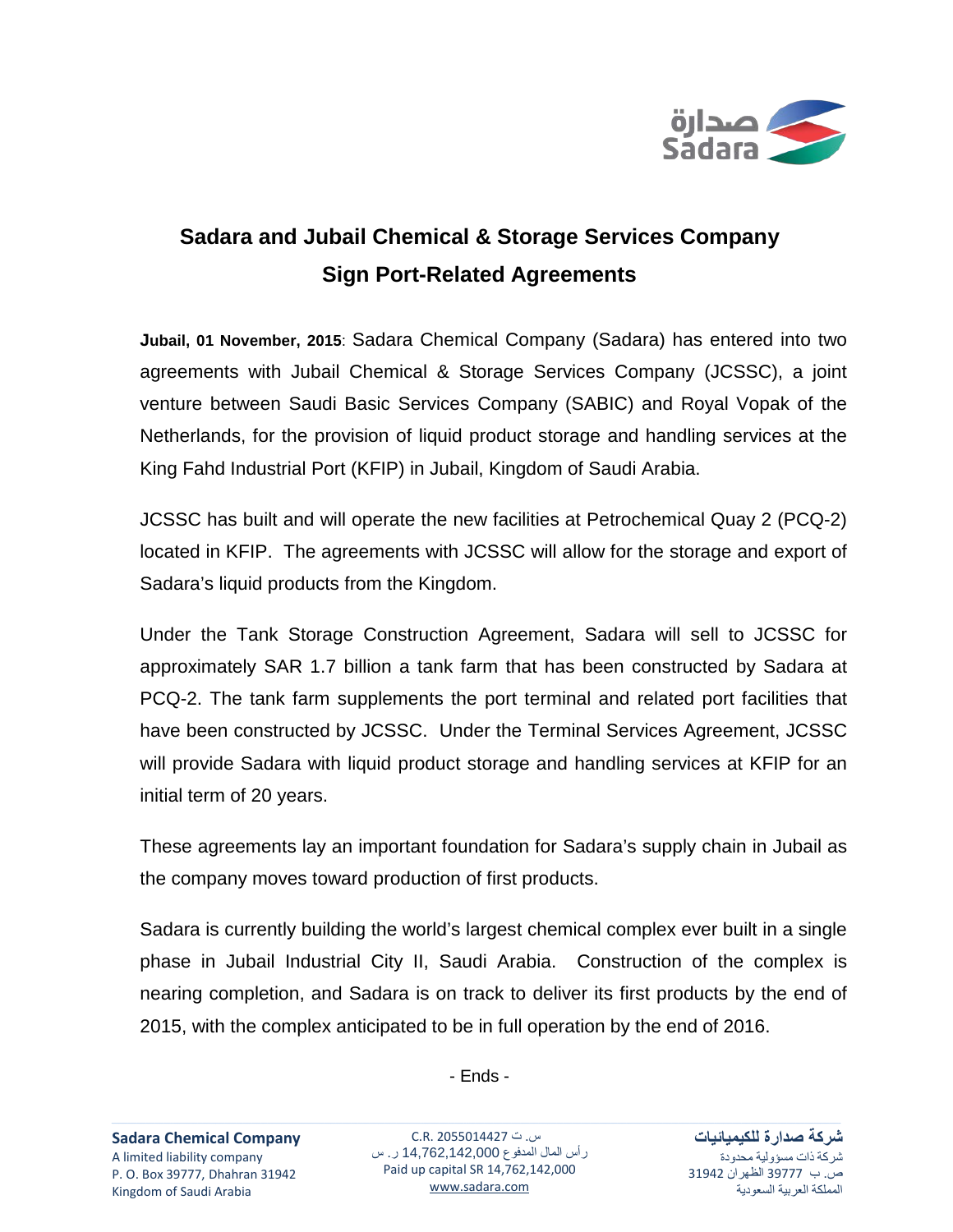# Sadara and Jubail Chemical & Storage Services Company Sign Port-Related Agreements

**Jubail, 01 November, 2015**: Sadara Chemical Company (Sadara) has entered into two agreements with Jubail Chemical & Storage Services Company (JCSSC), a joint venture between Saudi Basic Services Company (SABIC) and Royal Vopak of the Netherlands, for the provision of liquid product storage and handling services at the King Fahd Industrial Port (KFIP) in Jubail, Kingdom of Saudi Arabia.

JCSSC has built and will operate the new facilities at Petrochemical Quay 2 (PCQ-2) located in KFIP. The agreements with JCSSC will allow for the storage and export of Sadara's liquid products from the Kingdom.

Under the Tank Storage Construction Agreement, Sadara will sell to JCSSC for approximately SAR 1.7 billion a tank farm that has been constructed by Sadara at PCQ-2. The tank farm supplements the port terminal and related port facilities that have been constructed by JCSSC. Under the Terminal Services Agreement, JCSSC will provide Sadara with liquid product storage and handling services at KFIP for an initial term of 20 years.

These agreements lay an important foundation for Sadara's supply chain in Jubail as the company moves toward production of first products.

Sadara is currently building the world's largest chemical complex ever built in a single phase in Jubail Industrial City II, Saudi Arabia. Construction of the complex is nearing completion, and Sadara is on track to deliver its first products by the end of 2015, with the complex anticipated to be in full operation by the end of 2016.

- Ends -

**Sadara Chemical Company**
A limited liability company
P. O. Box 39777, Dhahran 31942
Kingdom of Saudi Arabia

س. ت C.R. 2055014427
رأس المال المدفوع 14,762,142,000 ر. س
Paid up capital SR 14,762,142,000
www.sadara.com

**شركة صدارة للكيميائيات**
شركة ذات مسؤولية محدودة
ص. ب 39777 الظهران 31942
المملكة العربية السعودية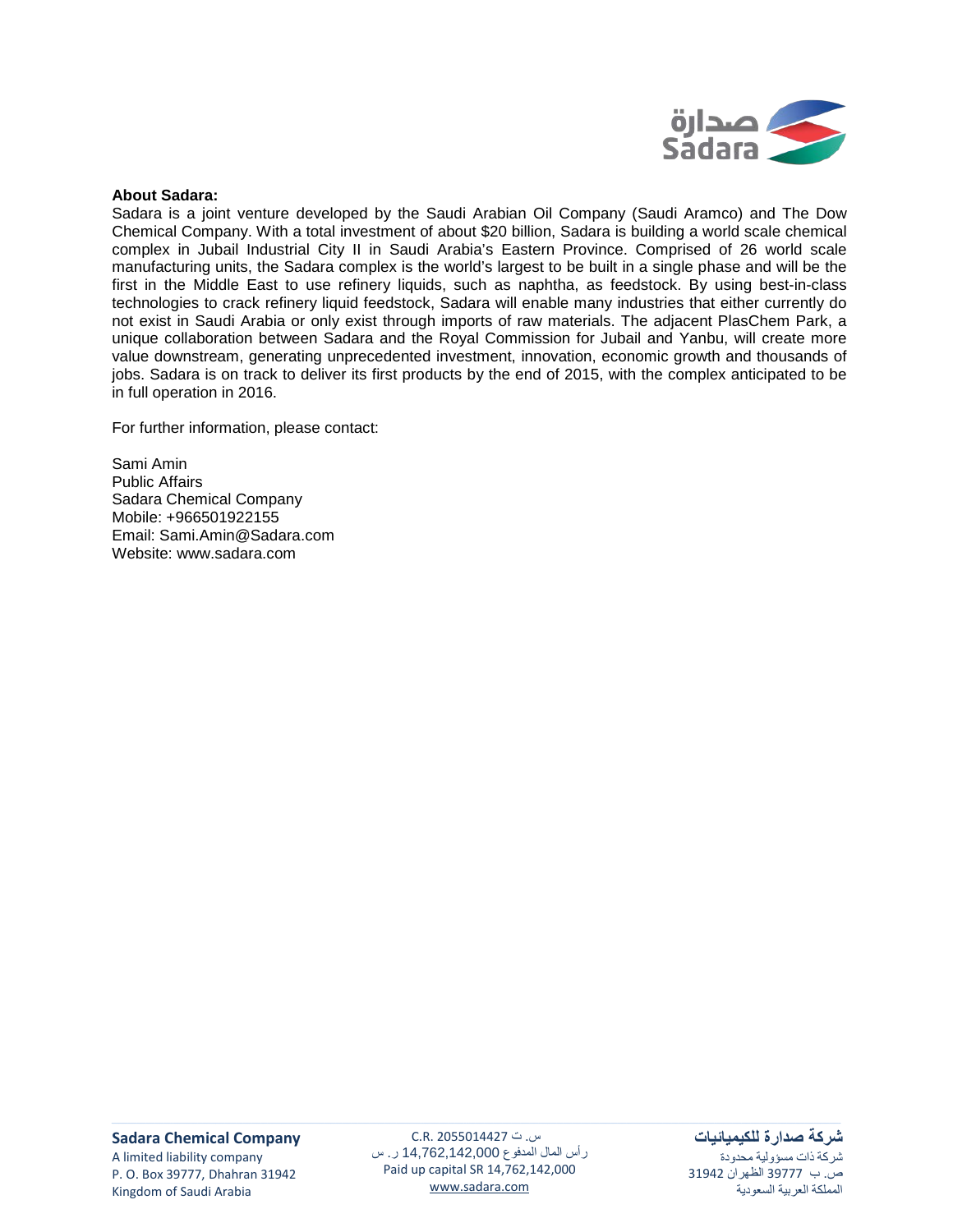**About Sadara:**

Sadara is a joint venture developed by the Saudi Arabian Oil Company (Saudi Aramco) and The Dow Chemical Company. With a total investment of about $20 billion, Sadara is building a world scale chemical complex in Jubail Industrial City II in Saudi Arabia's Eastern Province. Comprised of 26 world scale manufacturing units, the Sadara complex is the world's largest to be built in a single phase and will be the first in the Middle East to use refinery liquids, such as naphtha, as feedstock. By using best-in-class technologies to crack refinery liquid feedstock, Sadara will enable many industries that either currently do not exist in Saudi Arabia or only exist through imports of raw materials. The adjacent PlasChem Park, a unique collaboration between Sadara and the Royal Commission for Jubail and Yanbu, will create more value downstream, generating unprecedented investment, innovation, economic growth and thousands of jobs. Sadara is on track to deliver its first products by the end of 2015, with the complex anticipated to be in full operation in 2016.

For further information, please contact:

Sami Amin
Public Affairs
Sadara Chemical Company
Mobile: +966501922155
Email: Sami.Amin@Sadara.com
Website: www.sadara.com